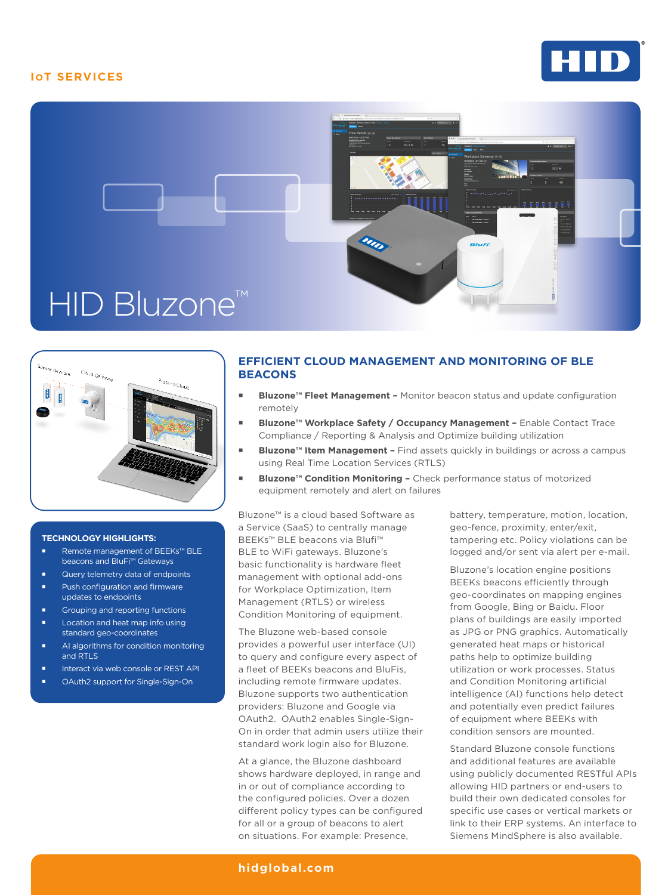IoT SERVICES

# HID Bluzone™

### TECHNOLOGY HIGHLIGHTS:

- Remote management of BEEKs™ BLE beacons and BluFi™ Gateways
- Query telemetry data of endpoints
- Push configuration and firmware updates to endpoints
- Grouping and reporting functions
- Location and heat map info using standard geo-coordinates
- AI algorithms for condition monitoring and RTLS
- Interact via web console or REST API
- OAuth2 support for Single-Sign-On

## EFFICIENT CLOUD MANAGEMENT AND MONITORING OF BLE BEACONS

- **Bluzone™ Fleet Management –** Monitor beacon status and update configuration remotely
- **Bluzone™ Workplace Safety / Occupancy Management –** Enable Contact Trace Compliance / Reporting & Analysis and Optimize building utilization
- **Bluzone™ Item Management –** Find assets quickly in buildings or across a campus using Real Time Location Services (RTLS)
- **Bluzone™ Condition Monitoring –** Check performance status of motorized equipment remotely and alert on failures

Bluzone™ is a cloud based Software as a Service (SaaS) to centrally manage BEEKs™ BLE beacons via Blufi™ BLE to WiFi gateways. Bluzone's basic functionality is hardware fleet management with optional add-ons for Workplace Optimization, Item Management (RTLS) or wireless Condition Monitoring of equipment.

The Bluzone web-based console provides a powerful user interface (UI) to query and configure every aspect of a fleet of BEEKs beacons and BluFis, including remote firmware updates. Bluzone supports two authentication providers: Bluzone and Google via OAuth2. OAuth2 enables Single-Sign-On in order that admin users utilize their standard work login also for Bluzone.

At a glance, the Bluzone dashboard shows hardware deployed, in range and in or out of compliance according to the configured policies. Over a dozen different policy types can be configured for all or a group of beacons to alert on situations. For example: Presence, battery, temperature, motion, location, geo-fence, proximity, enter/exit, tampering etc. Policy violations can be logged and/or sent via alert per e-mail.

Bluzone's location engine positions BEEKs beacons efficiently through geo-coordinates on mapping engines from Google, Bing or Baidu. Floor plans of buildings are easily imported as JPG or PNG graphics. Automatically generated heat maps or historical paths help to optimize building utilization or work processes. Status and Condition Monitoring artificial intelligence (AI) functions help detect and potentially even predict failures of equipment where BEEKs with condition sensors are mounted.

Standard Bluzone console functions and additional features are available using publicly documented RESTful APIs allowing HID partners or end-users to build their own dedicated consoles for specific use cases or vertical markets or link to their ERP systems. An interface to Siemens MindSphere is also available.

hidglobal.com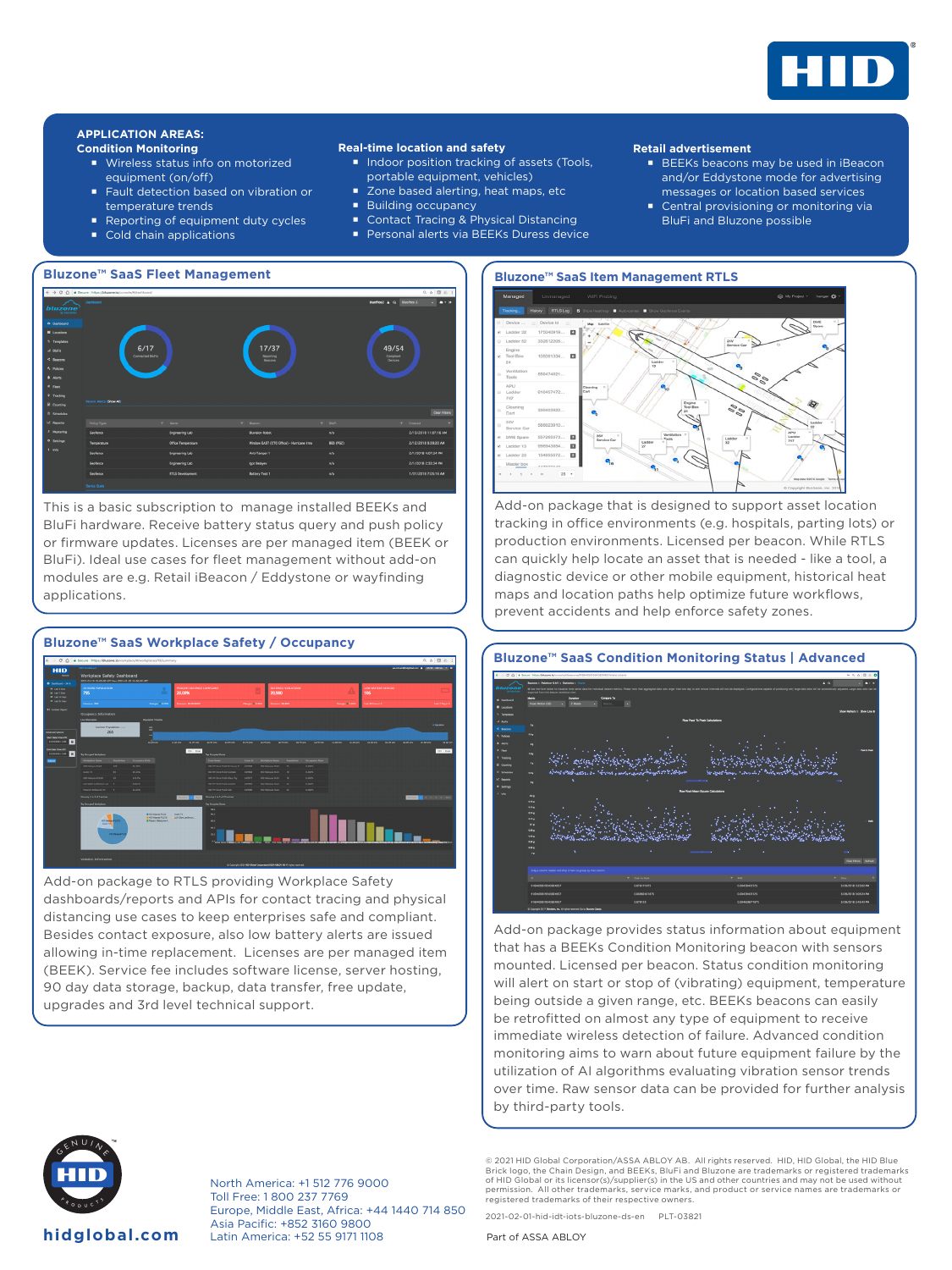**APPLICATION AREAS:**

**Condition Monitoring**

- Wireless status info on motorized equipment (on/off)
- Fault detection based on vibration or temperature trends
- Reporting of equipment duty cycles
- Cold chain applications

**Real-time location and safety**

- Indoor position tracking of assets (Tools, portable equipment, vehicles)
- Zone based alerting, heat maps, etc
- Building occupancy
- Contact Tracing & Physical Distancing
- Personal alerts via BEEKs Duress device

**Retail advertisement**

- BEEKs beacons may be used in iBeacon and/or Eddystone mode for advertising messages or location based services
- Central provisioning or monitoring via BluFi and Bluzone possible

## Bluzone™ SaaS Fleet Management

This is a basic subscription to manage installed BEEKs and BluFi hardware. Receive battery status query and push policy or firmware updates. Licenses are per managed item (BEEK or BluFi). Ideal use cases for fleet management without add-on modules are e.g. Retail iBeacon / Eddystone or wayfinding applications.

## Bluzone™ SaaS Item Management RTLS

Add-on package that is designed to support asset location tracking in office environments (e.g. hospitals, parting lots) or production environments. Licensed per beacon. While RTLS can quickly help locate an asset that is needed - like a tool, a diagnostic device or other mobile equipment, historical heat maps and location paths help optimize future workflows, prevent accidents and help enforce safety zones.

## Bluzone™ SaaS Workplace Safety / Occupancy

Add-on package to RTLS providing Workplace Safety dashboards/reports and APIs for contact tracing and physical distancing use cases to keep enterprises safe and compliant. Besides contact exposure, also low battery alerts are issued allowing in-time replacement. Licenses are per managed item (BEEK). Service fee includes software license, server hosting, 90 day data storage, backup, data transfer, free update, upgrades and 3rd level technical support.

## Bluzone™ SaaS Condition Monitoring Status | Advanced

Add-on package provides status information about equipment that has a BEEKs Condition Monitoring beacon with sensors mounted. Licensed per beacon. Status condition monitoring will alert on start or stop of (vibrating) equipment, temperature being outside a given range, etc. BEEKs beacons can easily be retrofitted on almost any type of equipment to receive immediate wireless detection of failure. Advanced condition monitoring aims to warn about future equipment failure by the utilization of AI algorithms evaluating vibration sensor trends over time. Raw sensor data can be provided for further analysis by third-party tools.

**hidglobal.com**

North America: +1 512 776 9000
Toll Free: 1 800 237 7769
Europe, Middle East, Africa: +44 1440 714 850
Asia Pacific: +852 3160 9800
Latin America: +52 55 9171 1108

© 2021 HID Global Corporation/ASSA ABLOY AB. All rights reserved. HID, HID Global, the HID Blue Brick logo, the Chain Design, and BEEKs, BluFi and Bluzone are trademarks or registered trademarks of HID Global or its licensor(s)/supplier(s) in the US and other countries and may not be used without permission. All other trademarks, service marks, and product or service names are trademarks or registered trademarks of their respective owners.

2021-02-01-hid-idt-iots-bluzone-ds-en PLT-03821

Part of ASSA ABLOY